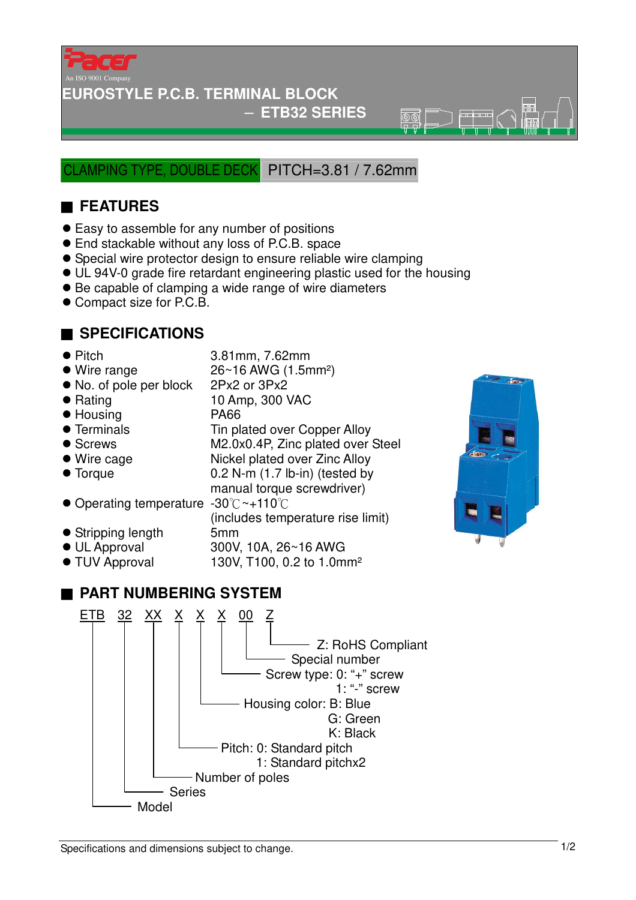Pacer

An ISO 9001 Company

# EUROSTYLE P.C.B. TERMINAL BLOCK

## – ETB32 SERIES

CLAMPING TYPE, DOUBLE DECK  PITCH=3.81 / 7.62mm

## FEATURES

- Easy to assemble for any number of positions
- End stackable without any loss of P.C.B. space
- Special wire protector design to ensure reliable wire clamping
- UL 94V-0 grade fire retardant engineering plastic used for the housing
- Be capable of clamping a wide range of wire diameters
- Compact size for P.C.B.

## SPECIFICATIONS

| | |
|---|---|
| Pitch | 3.81mm, 7.62mm |
| Wire range | 26~16 AWG (1.5mm²) |
| No. of pole per block | 2Px2 or 3Px2 |
| Rating | 10 Amp, 300 VAC |
| Housing | PA66 |
| Terminals | Tin plated over Copper Alloy |
| Screws | M2.0x0.4P, Zinc plated over Steel |
| Wire cage | Nickel plated over Zinc Alloy |
| Torque | 0.2 N-m (1.7 lb-in) (tested by manual torque screwdriver) |
| Operating temperature | -30℃~+110℃ (includes temperature rise limit) |
| Stripping length | 5mm |
| UL Approval | 300V, 10A, 26~16 AWG |
| TUV Approval | 130V, T100, 0.2 to 1.0mm² |

## PART NUMBERING SYSTEM

ETB 32 XX X X X 00 Z

- Z: RoHS Compliant
- 00: Special number
- X: Screw type: 0: "+" screw
  - 1: "-" screw
- X: Housing color: B: Blue
  - G: Green
  - K: Black
- X: Pitch: 0: Standard pitch
  - 1: Standard pitchx2
- XX: Number of poles
- 32: Series
- ETB: Model

Specifications and dimensions subject to change.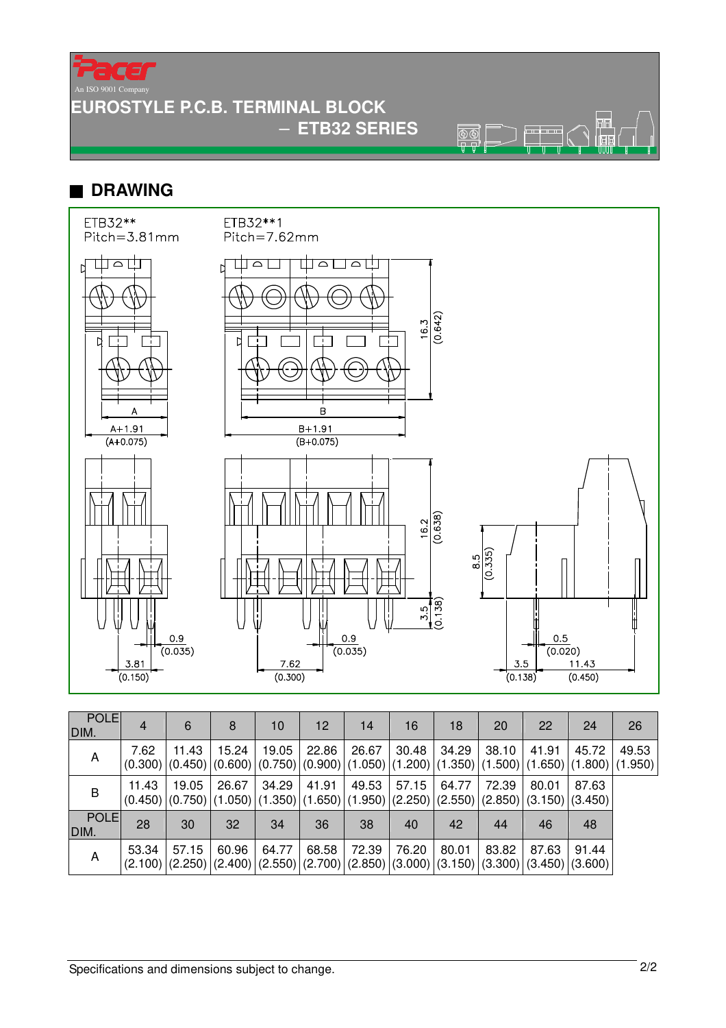Pacer

An ISO 9001 Company

# EUROSTYLE P.C.B. TERMINAL BLOCK
## – ETB32 SERIES

## DRAWING

ETB32**
Pitch=3.81mm

ETB32**1
Pitch=7.62mm

A
A+1.91
(A+0.075)

B
B+1.91
(B+0.075)

16.3
(0.642)

16.2
(0.638)

3.5
(0.138)

8.5
(0.335)

0.9
(0.035)

3.81
(0.150)

0.9
(0.035)

7.62
(0.300)

0.5
(0.020)

3.5
(0.138)

11.43
(0.450)

| POLE / DIM. | 4 | 6 | 8 | 10 | 12 | 14 | 16 | 18 | 20 | 22 | 24 | 26 |
|---|---|---|---|---|---|---|---|---|---|---|---|---|
| A | 7.62 (0.300) | 11.43 (0.450) | 15.24 (0.600) | 19.05 (0.750) | 22.86 (0.900) | 26.67 (1.050) | 30.48 (1.200) | 34.29 (1.350) | 38.10 (1.500) | 41.91 (1.650) | 45.72 (1.800) | 49.53 (1.950) |
| B | 11.43 (0.450) | 19.05 (0.750) | 26.67 (1.050) | 34.29 (1.350) | 41.91 (1.650) | 49.53 (1.950) | 57.15 (2.250) | 64.77 (2.550) | 72.39 (2.850) | 80.01 (3.150) | 87.63 (3.450) | |
| POLE / DIM. | 28 | 30 | 32 | 34 | 36 | 38 | 40 | 42 | 44 | 46 | 48 | |
| A | 53.34 (2.100) | 57.15 (2.250) | 60.96 (2.400) | 64.77 (2.550) | 68.58 (2.700) | 72.39 (2.850) | 76.20 (3.000) | 80.01 (3.150) | 83.82 (3.300) | 87.63 (3.450) | 91.44 (3.600) | |

Specifications and dimensions subject to change.